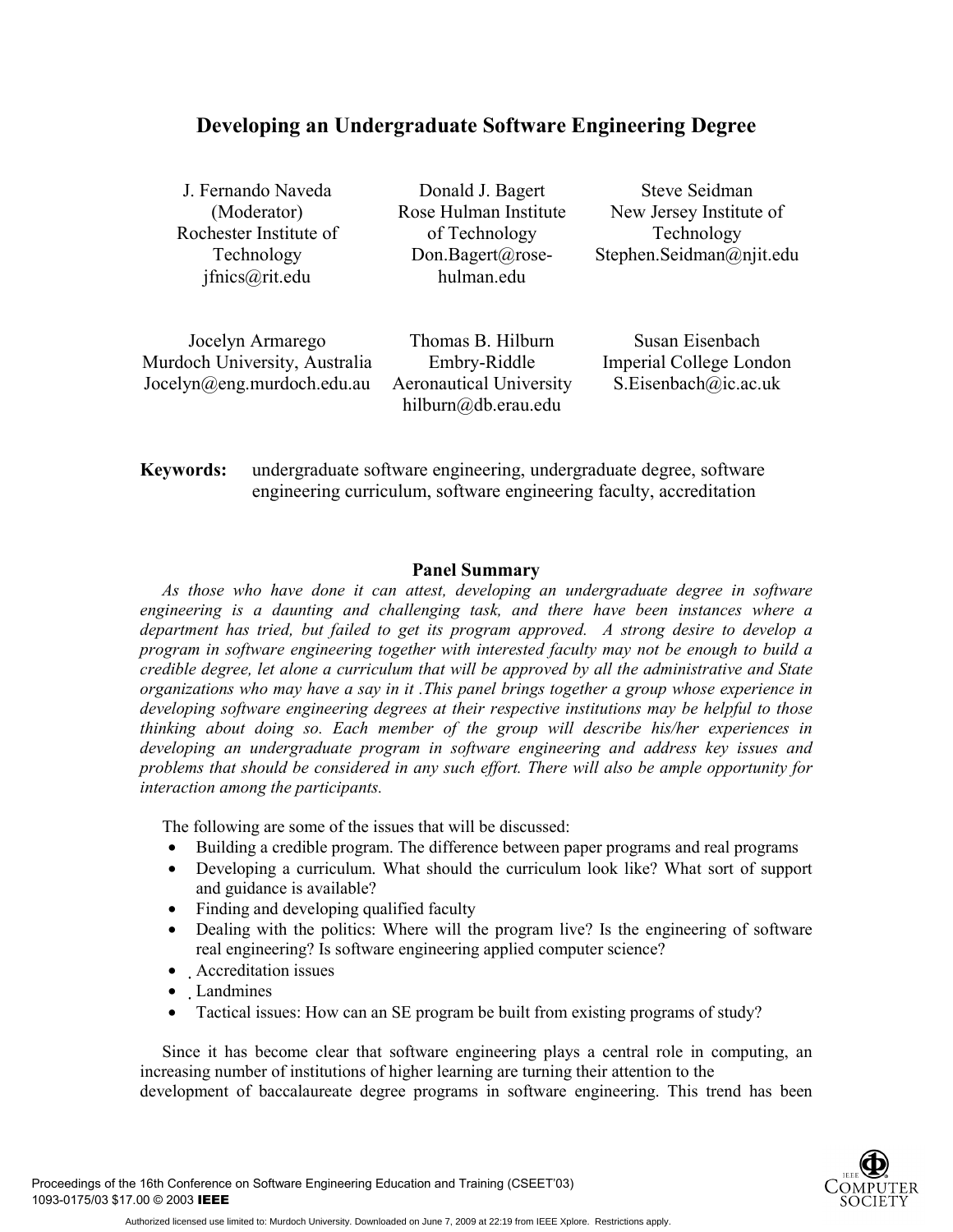# Developing an Undergraduate Software Engineering Degree

J. Fernando Naveda (Moderator)
Rochester Institute of Technology
jfnics@rit.edu

Donald J. Bagert
Rose Hulman Institute of Technology
Don.Bagert@rose-hulman.edu

Steve Seidman
New Jersey Institute of Technology
Stephen.Seidman@njit.edu

Jocelyn Armarego
Murdoch University, Australia
Jocelyn@eng.murdoch.edu.au

Thomas B. Hilburn
Embry-Riddle Aeronautical University
hilburn@db.erau.edu

Susan Eisenbach
Imperial College London
S.Eisenbach@ic.ac.uk

**Keywords:** undergraduate software engineering, undergraduate degree, software engineering curriculum, software engineering faculty, accreditation

## Panel Summary

*As those who have done it can attest, developing an undergraduate degree in software engineering is a daunting and challenging task, and there have been instances where a department has tried, but failed to get its program approved. A strong desire to develop a program in software engineering together with interested faculty may not be enough to build a credible degree, let alone a curriculum that will be approved by all the administrative and State organizations who may have a say in it .This panel brings together a group whose experience in developing software engineering degrees at their respective institutions may be helpful to those thinking about doing so. Each member of the group will describe his/her experiences in developing an undergraduate program in software engineering and address key issues and problems that should be considered in any such effort. There will also be ample opportunity for interaction among the participants.*

The following are some of the issues that will be discussed:

- Building a credible program. The difference between paper programs and real programs
- Developing a curriculum. What should the curriculum look like? What sort of support and guidance is available?
- Finding and developing qualified faculty
- Dealing with the politics: Where will the program live? Is the engineering of software real engineering? Is software engineering applied computer science?
- Accreditation issues
- Landmines
- Tactical issues: How can an SE program be built from existing programs of study?

Since it has become clear that software engineering plays a central role in computing, an increasing number of institutions of higher learning are turning their attention to the development of baccalaureate degree programs in software engineering. This trend has been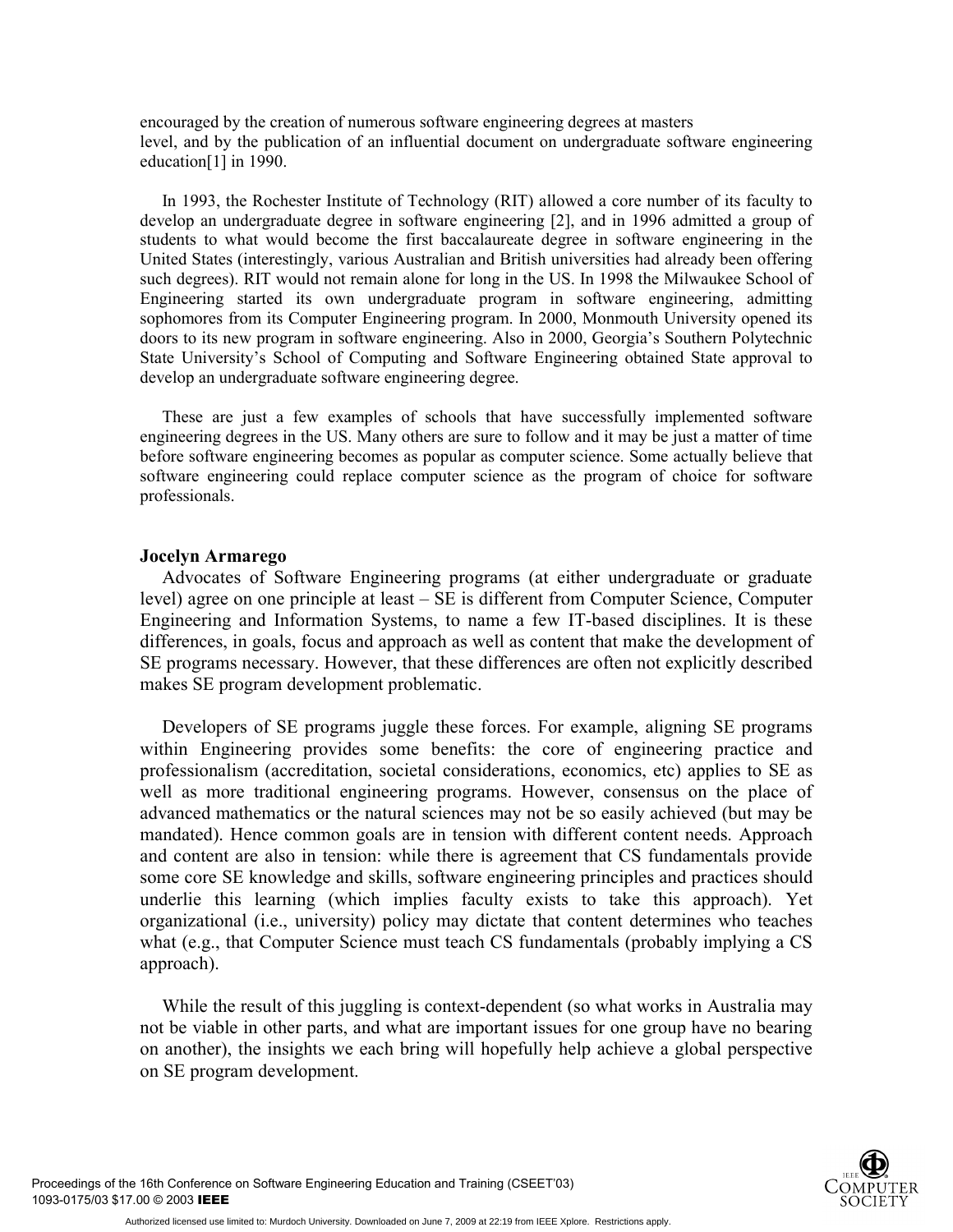encouraged by the creation of numerous software engineering degrees at masters level, and by the publication of an influential document on undergraduate software engineering education[1] in 1990.

In 1993, the Rochester Institute of Technology (RIT) allowed a core number of its faculty to develop an undergraduate degree in software engineering [2], and in 1996 admitted a group of students to what would become the first baccalaureate degree in software engineering in the United States (interestingly, various Australian and British universities had already been offering such degrees). RIT would not remain alone for long in the US. In 1998 the Milwaukee School of Engineering started its own undergraduate program in software engineering, admitting sophomores from its Computer Engineering program. In 2000, Monmouth University opened its doors to its new program in software engineering. Also in 2000, Georgia's Southern Polytechnic State University's School of Computing and Software Engineering obtained State approval to develop an undergraduate software engineering degree.

These are just a few examples of schools that have successfully implemented software engineering degrees in the US. Many others are sure to follow and it may be just a matter of time before software engineering becomes as popular as computer science. Some actually believe that software engineering could replace computer science as the program of choice for software professionals.

**Jocelyn Armarego**

Advocates of Software Engineering programs (at either undergraduate or graduate level) agree on one principle at least – SE is different from Computer Science, Computer Engineering and Information Systems, to name a few IT-based disciplines. It is these differences, in goals, focus and approach as well as content that make the development of SE programs necessary. However, that these differences are often not explicitly described makes SE program development problematic.

Developers of SE programs juggle these forces. For example, aligning SE programs within Engineering provides some benefits: the core of engineering practice and professionalism (accreditation, societal considerations, economics, etc) applies to SE as well as more traditional engineering programs. However, consensus on the place of advanced mathematics or the natural sciences may not be so easily achieved (but may be mandated). Hence common goals are in tension with different content needs. Approach and content are also in tension: while there is agreement that CS fundamentals provide some core SE knowledge and skills, software engineering principles and practices should underlie this learning (which implies faculty exists to take this approach). Yet organizational (i.e., university) policy may dictate that content determines who teaches what (e.g., that Computer Science must teach CS fundamentals (probably implying a CS approach).

While the result of this juggling is context-dependent (so what works in Australia may not be viable in other parts, and what are important issues for one group have no bearing on another), the insights we each bring will hopefully help achieve a global perspective on SE program development.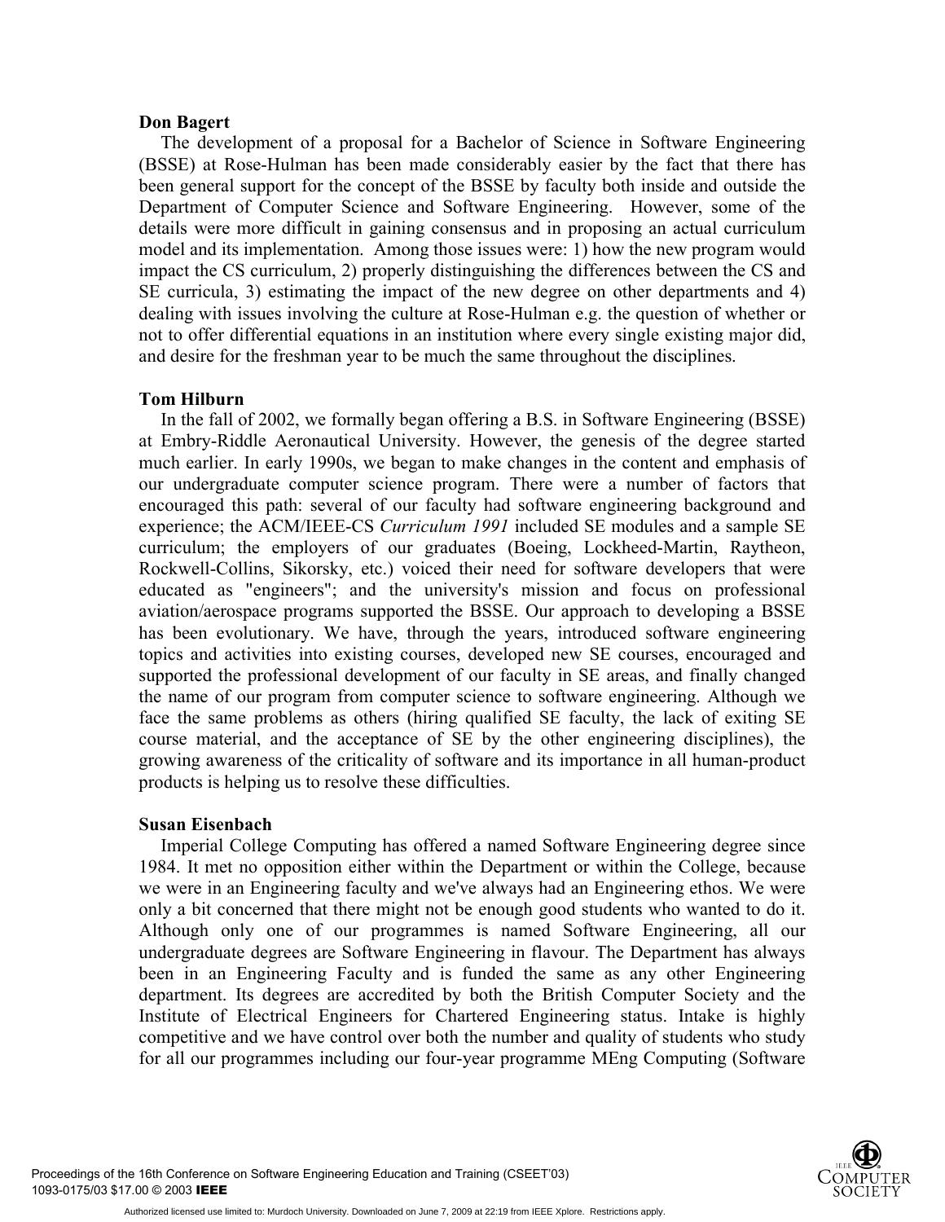**Don Bagert**

The development of a proposal for a Bachelor of Science in Software Engineering (BSSE) at Rose-Hulman has been made considerably easier by the fact that there has been general support for the concept of the BSSE by faculty both inside and outside the Department of Computer Science and Software Engineering. However, some of the details were more difficult in gaining consensus and in proposing an actual curriculum model and its implementation. Among those issues were: 1) how the new program would impact the CS curriculum, 2) properly distinguishing the differences between the CS and SE curricula, 3) estimating the impact of the new degree on other departments and 4) dealing with issues involving the culture at Rose-Hulman e.g. the question of whether or not to offer differential equations in an institution where every single existing major did, and desire for the freshman year to be much the same throughout the disciplines.

**Tom Hilburn**

In the fall of 2002, we formally began offering a B.S. in Software Engineering (BSSE) at Embry-Riddle Aeronautical University. However, the genesis of the degree started much earlier. In early 1990s, we began to make changes in the content and emphasis of our undergraduate computer science program. There were a number of factors that encouraged this path: several of our faculty had software engineering background and experience; the ACM/IEEE-CS *Curriculum 1991* included SE modules and a sample SE curriculum; the employers of our graduates (Boeing, Lockheed-Martin, Raytheon, Rockwell-Collins, Sikorsky, etc.) voiced their need for software developers that were educated as "engineers"; and the university's mission and focus on professional aviation/aerospace programs supported the BSSE. Our approach to developing a BSSE has been evolutionary. We have, through the years, introduced software engineering topics and activities into existing courses, developed new SE courses, encouraged and supported the professional development of our faculty in SE areas, and finally changed the name of our program from computer science to software engineering. Although we face the same problems as others (hiring qualified SE faculty, the lack of exiting SE course material, and the acceptance of SE by the other engineering disciplines), the growing awareness of the criticality of software and its importance in all human-product products is helping us to resolve these difficulties.

**Susan Eisenbach**

Imperial College Computing has offered a named Software Engineering degree since 1984. It met no opposition either within the Department or within the College, because we were in an Engineering faculty and we've always had an Engineering ethos. We were only a bit concerned that there might not be enough good students who wanted to do it. Although only one of our programmes is named Software Engineering, all our undergraduate degrees are Software Engineering in flavour. The Department has always been in an Engineering Faculty and is funded the same as any other Engineering department. Its degrees are accredited by both the British Computer Society and the Institute of Electrical Engineers for Chartered Engineering status. Intake is highly competitive and we have control over both the number and quality of students who study for all our programmes including our four-year programme MEng Computing (Software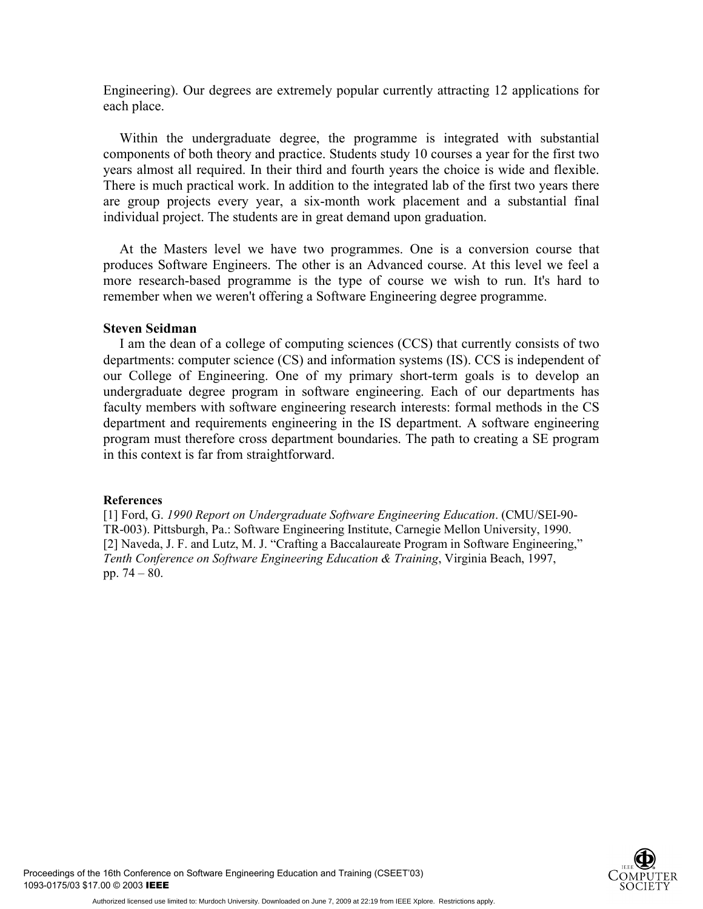Engineering). Our degrees are extremely popular currently attracting 12 applications for each place.

Within the undergraduate degree, the programme is integrated with substantial components of both theory and practice. Students study 10 courses a year for the first two years almost all required. In their third and fourth years the choice is wide and flexible. There is much practical work. In addition to the integrated lab of the first two years there are group projects every year, a six-month work placement and a substantial final individual project. The students are in great demand upon graduation.

At the Masters level we have two programmes. One is a conversion course that produces Software Engineers. The other is an Advanced course. At this level we feel a more research-based programme is the type of course we wish to run. It's hard to remember when we weren't offering a Software Engineering degree programme.

**Steven Seidman**

I am the dean of a college of computing sciences (CCS) that currently consists of two departments: computer science (CS) and information systems (IS). CCS is independent of our College of Engineering. One of my primary short-term goals is to develop an undergraduate degree program in software engineering. Each of our departments has faculty members with software engineering research interests: formal methods in the CS department and requirements engineering in the IS department. A software engineering program must therefore cross department boundaries. The path to creating a SE program in this context is far from straightforward.

**References**

[1] Ford, G. *1990 Report on Undergraduate Software Engineering Education*. (CMU/SEI-90-TR-003). Pittsburgh, Pa.: Software Engineering Institute, Carnegie Mellon University, 1990.
[2] Naveda, J. F. and Lutz, M. J. "Crafting a Baccalaureate Program in Software Engineering," *Tenth Conference on Software Engineering Education & Training*, Virginia Beach, 1997, pp. 74 – 80.